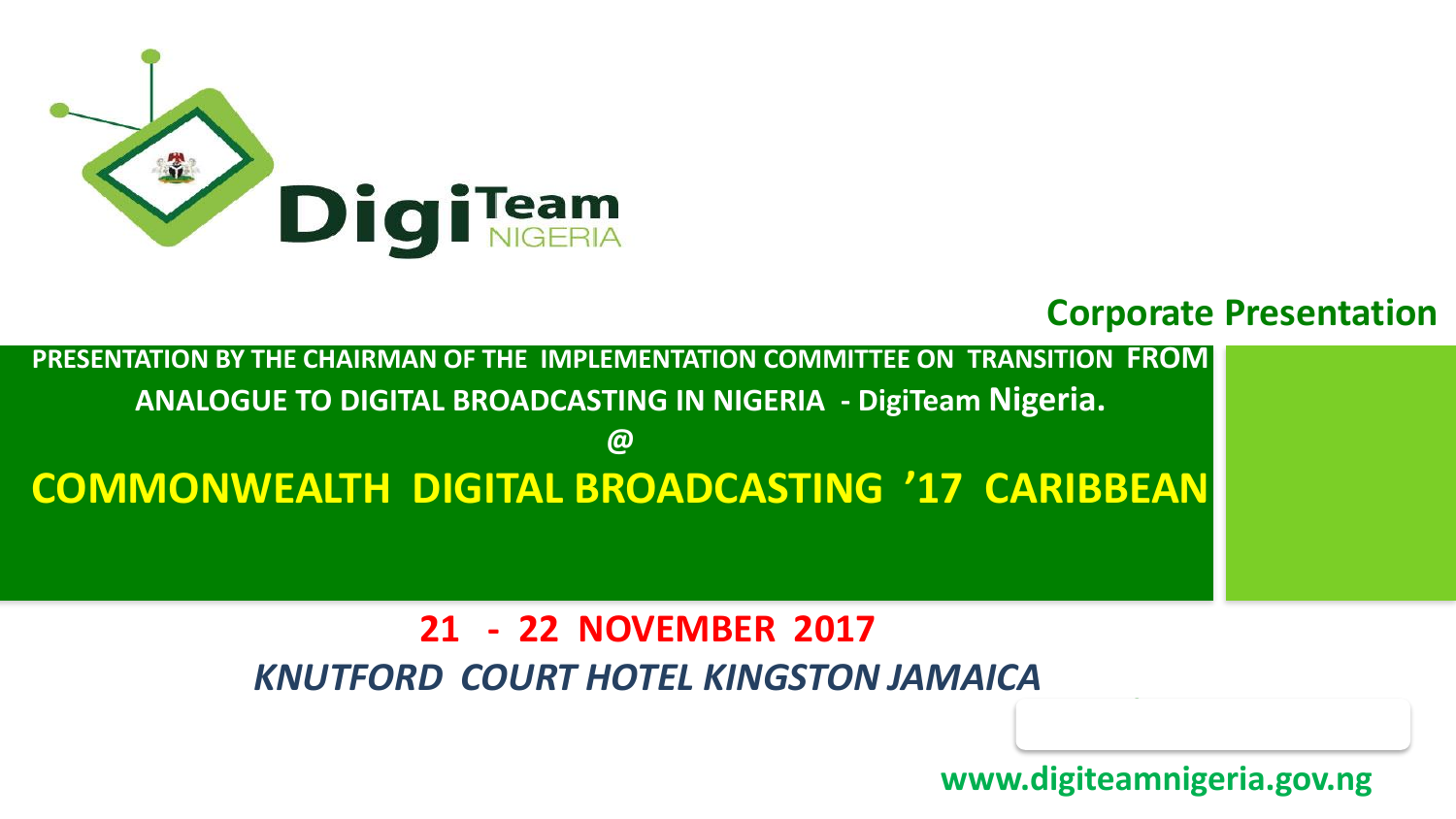DigiTeam NIGERIA

## Corporate Presentation

**PRESENTATION BY THE CHAIRMAN OF THE IMPLEMENTATION COMMITTEE ON TRANSITION FROM ANALOGUE TO DIGITAL BROADCASTING IN NIGERIA - DigiTeam Nigeria.**

**@**

# COMMONWEALTH DIGITAL BROADCASTING '17 CARIBBEAN

**21 - 22 NOVEMBER 2017**

***KNUTFORD COURT HOTEL KINGSTON JAMAICA***

**www.digiteamnigeria.gov.ng**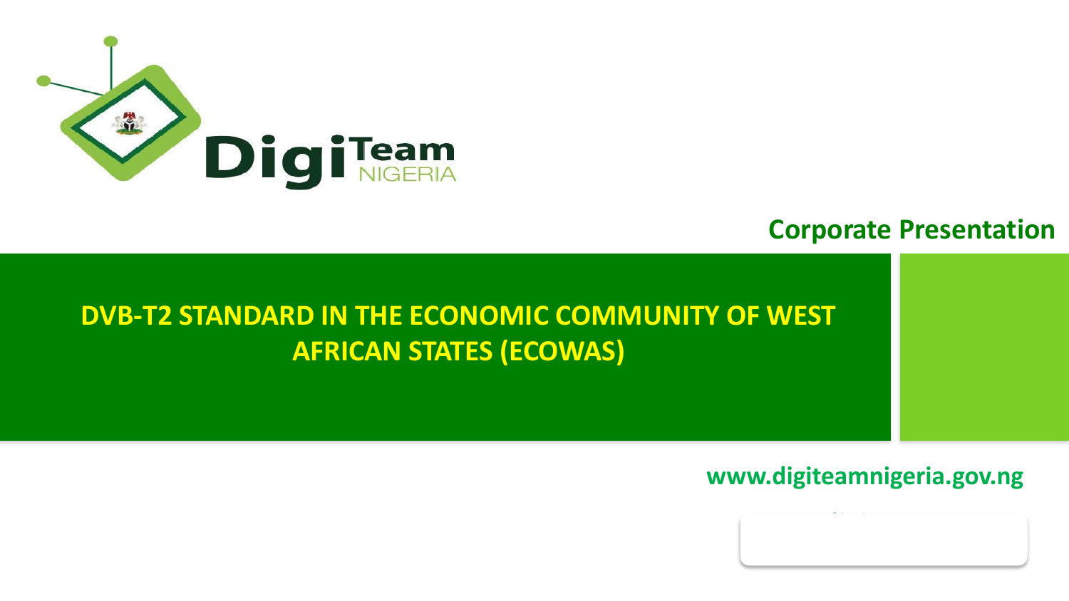DigiTeam NIGERIA

Corporate Presentation

# DVB-T2 STANDARD IN THE ECONOMIC COMMUNITY OF WEST AFRICAN STATES (ECOWAS)

www.digiteamnigeria.gov.ng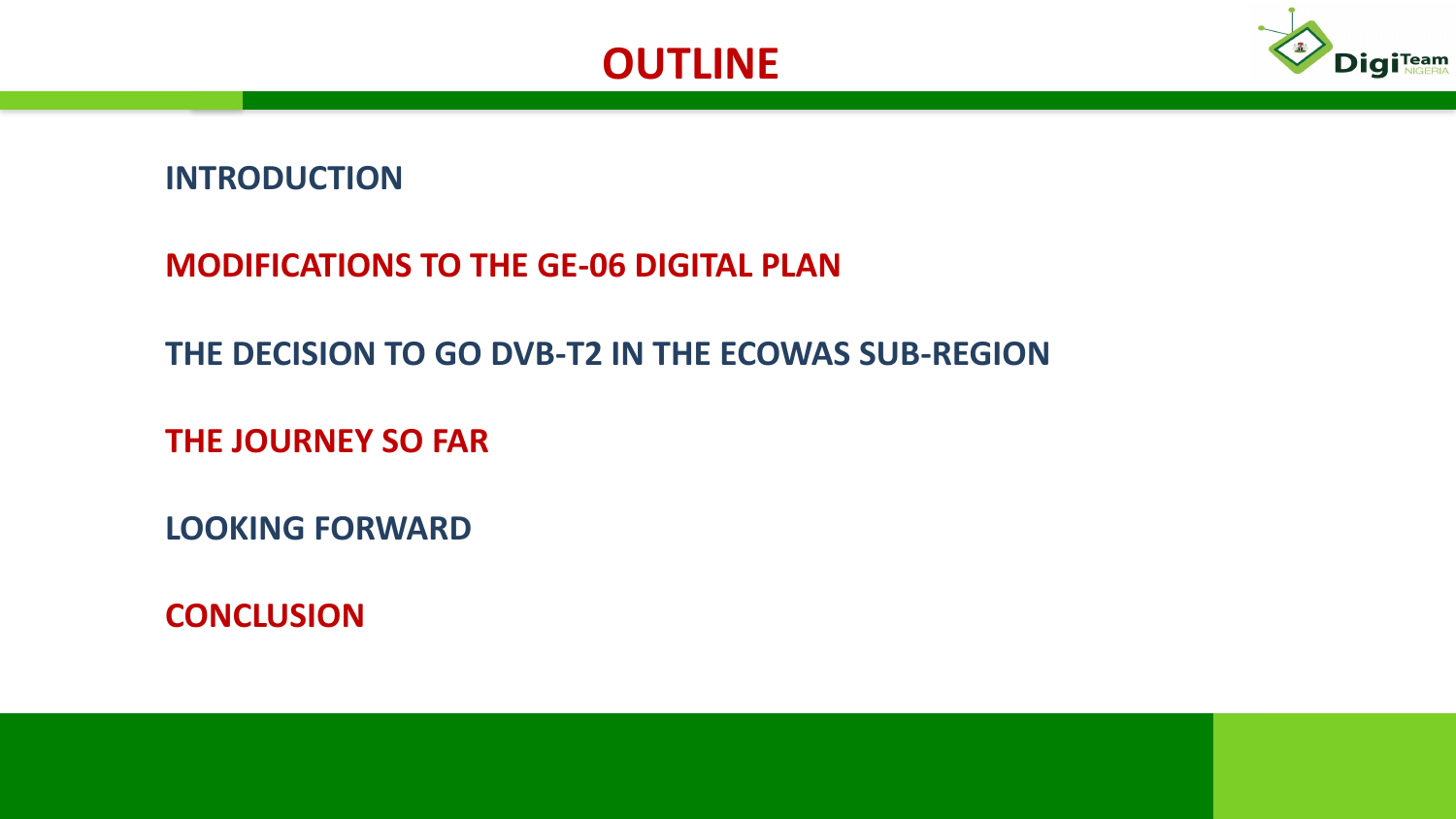# OUTLINE

**INTRODUCTION**

**MODIFICATIONS TO THE GE-06 DIGITAL PLAN**

**THE DECISION TO GO DVB-T2 IN THE ECOWAS SUB-REGION**

**THE JOURNEY SO FAR**

**LOOKING FORWARD**

**CONCLUSION**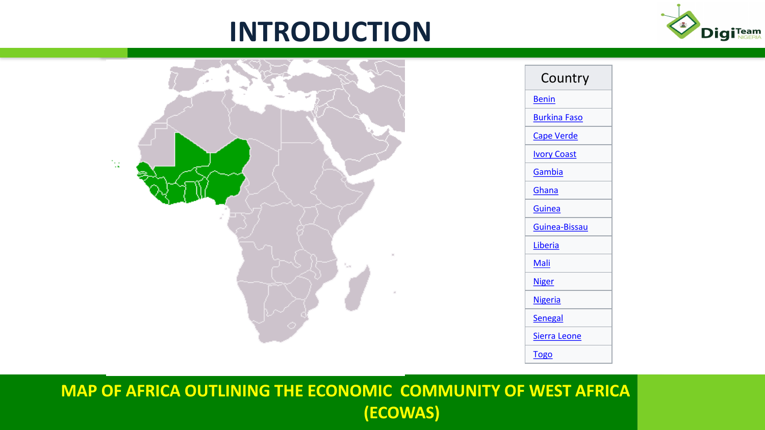# INTRODUCTION

| Country |
| --- |
| Benin |
| Burkina Faso |
| Cape Verde |
| Ivory Coast |
| Gambia |
| Ghana |
| Guinea |
| Guinea-Bissau |
| Liberia |
| Mali |
| Niger |
| Nigeria |
| Senegal |
| Sierra Leone |
| Togo |

**MAP OF AFRICA OUTLINING THE ECONOMIC COMMUNITY OF WEST AFRICA (ECOWAS)**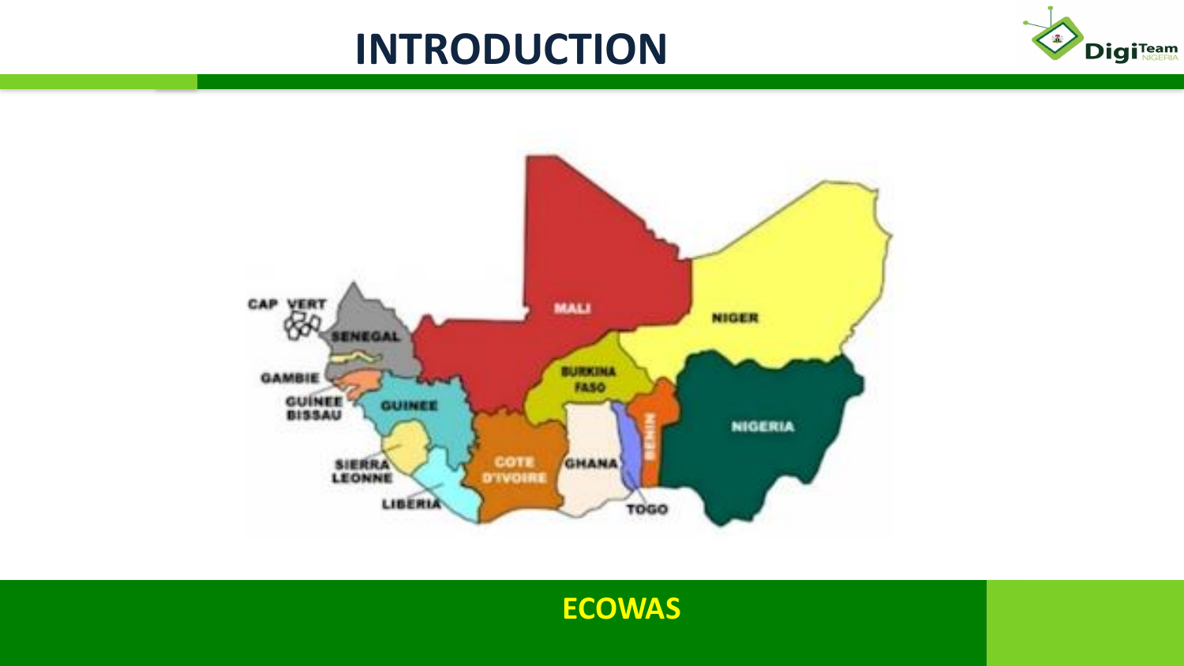# INTRODUCTION

CAP VERT

SENEGAL

GAMBIE

GUINEE BISSAU

GUINEE

SIERRA LEONNE

LIBERIA

MALI

NIGER

BURKINA FASO

COTE D'IVOIRE

GHANA

TOGO

BENIN

NIGERIA

**ECOWAS**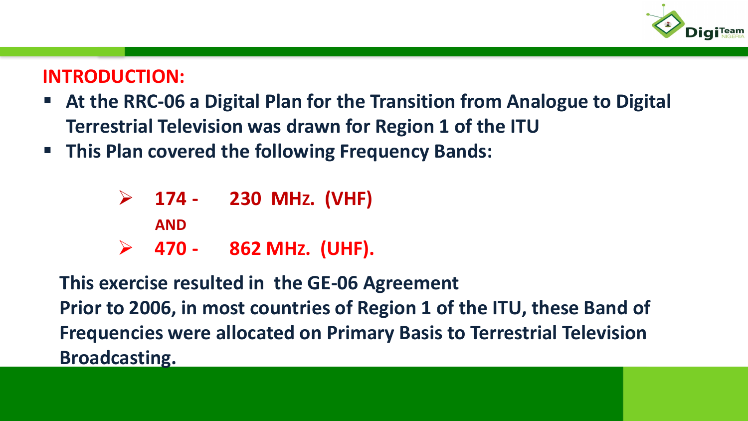## INTRODUCTION:

- **At the RRC-06 a Digital Plan for the Transition from Analogue to Digital Terrestrial Television was drawn for Region 1 of the ITU**
- **This Plan covered the following Frequency Bands:**

  - **174 - 230 MHz. (VHF)**

    **AND**

  - **470 - 862 MHz. (UHF).**

**This exercise resulted in the GE-06 Agreement**

**Prior to 2006, in most countries of Region 1 of the ITU, these Band of Frequencies were allocated on Primary Basis to Terrestrial Television Broadcasting.**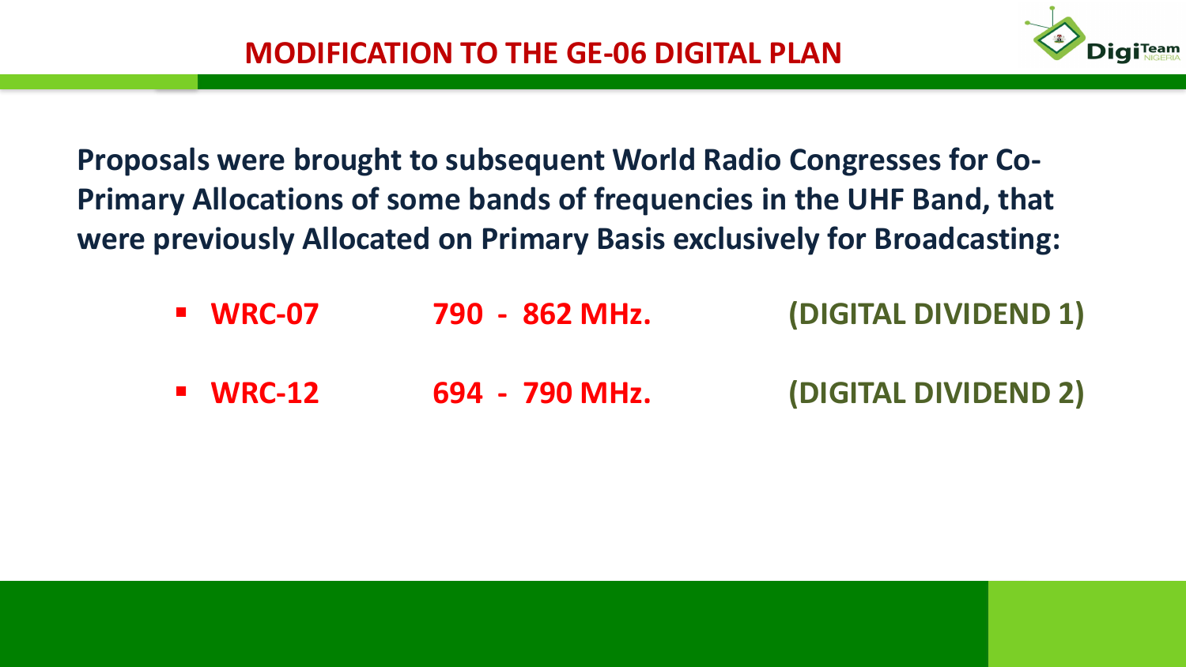# MODIFICATION TO THE GE-06 DIGITAL PLAN

**Proposals were brought to subsequent World Radio Congresses for Co-Primary Allocations of some bands of frequencies in the UHF Band, that were previously Allocated on Primary Basis exclusively for Broadcasting:**

- **WRC-07 790 - 862 MHz. (DIGITAL DIVIDEND 1)**
- **WRC-12 694 - 790 MHz. (DIGITAL DIVIDEND 2)**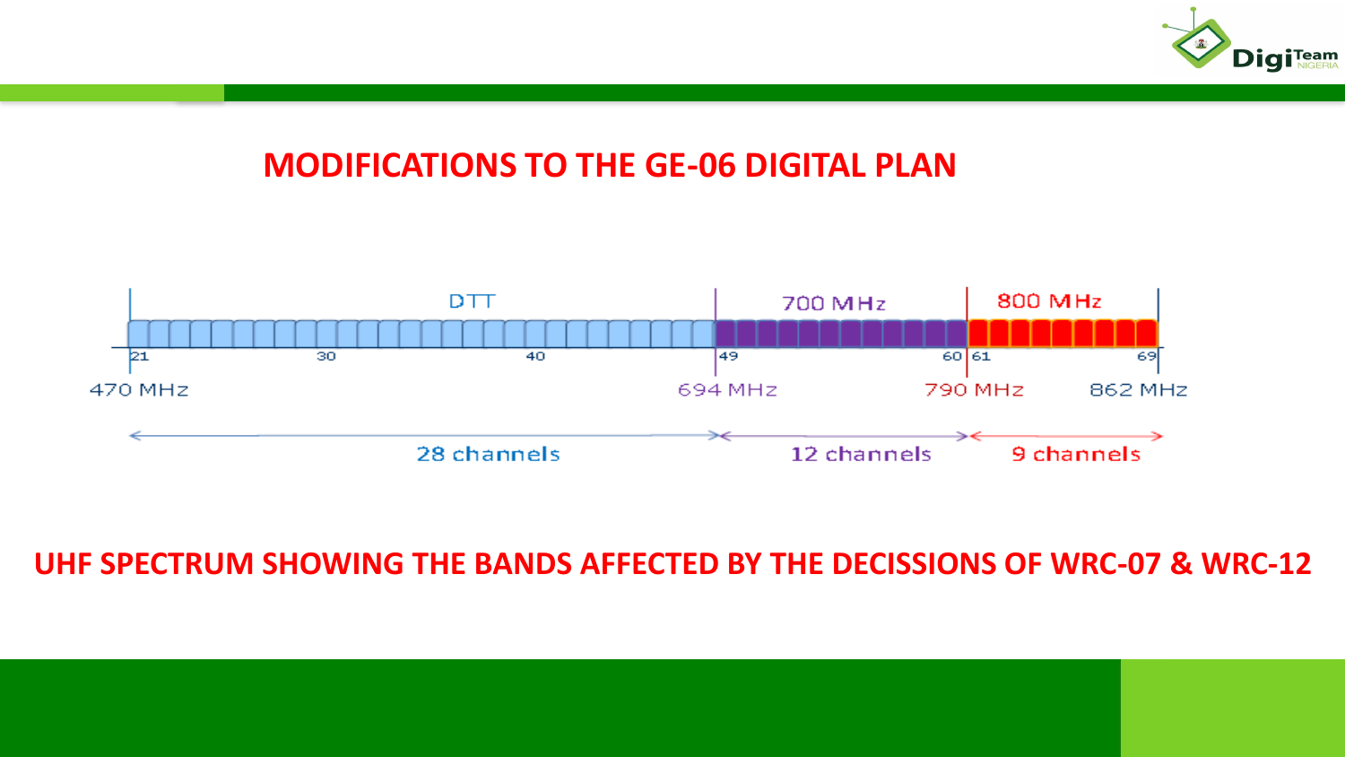# MODIFICATIONS TO THE GE-06 DIGITAL PLAN

DTT | 700 MHz | 800 MHz

21 | 30 | 40 | 49 | 60 | 61 | 69

470 MHz | 694 MHz | 790 MHz | 862 MHz

28 channels | 12 channels | 9 channels

**UHF SPECTRUM SHOWING THE BANDS AFFECTED BY THE DECISSIONS OF WRC-07 & WRC-12**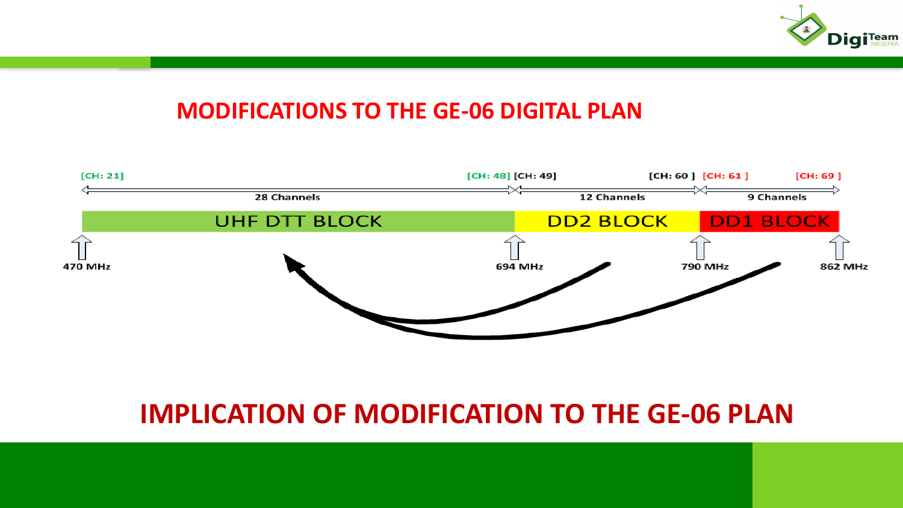# MODIFICATIONS TO THE GE-06 DIGITAL PLAN

| [CH: 21] – [CH: 48] | [CH: 49] – [CH: 60] | [CH: 61] – [CH: 69] |
| --- | --- | --- |
| 28 Channels | 12 Channels | 9 Channels |
| UHF DTT BLOCK | DD2 BLOCK | DD1 BLOCK |
| 470 MHz – 694 MHz | 694 MHz – 790 MHz | 790 MHz – 862 MHz |

# IMPLICATION OF MODIFICATION TO THE GE-06 PLAN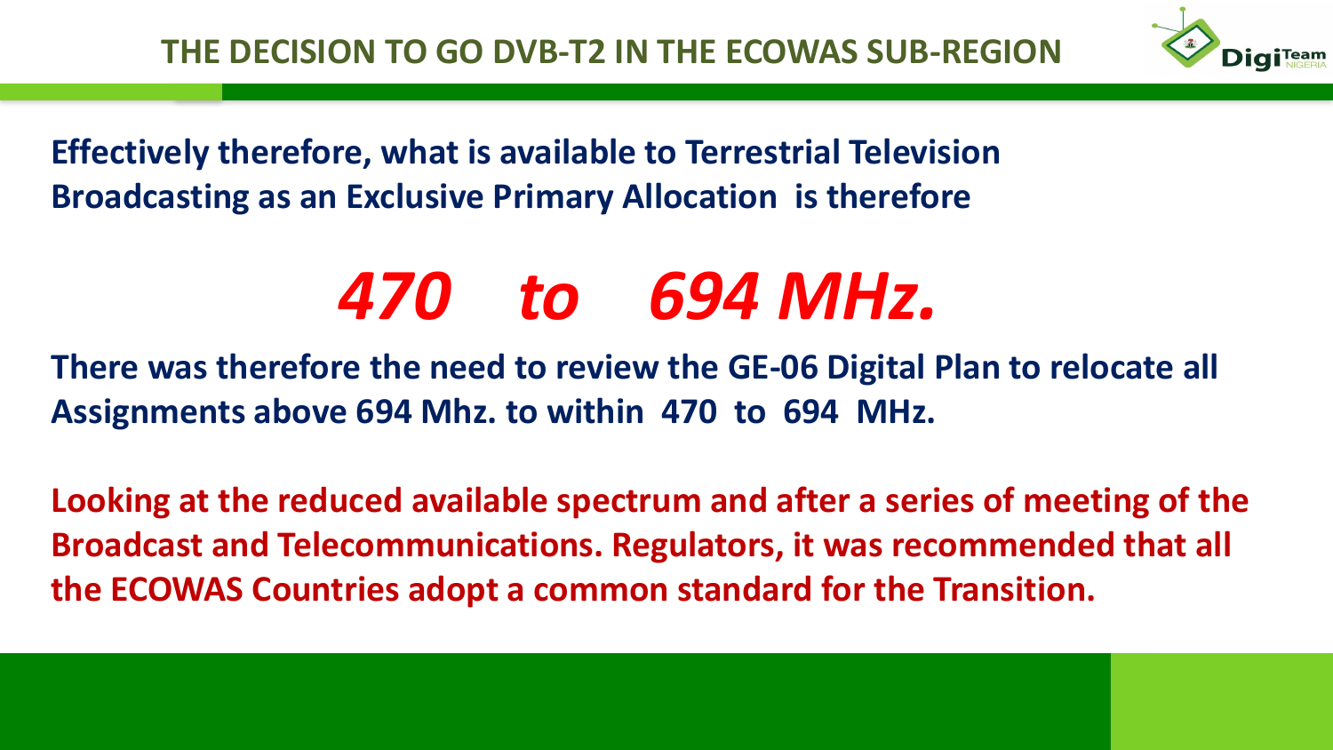# THE DECISION TO GO DVB-T2 IN THE ECOWAS SUB-REGION

**Effectively therefore, what is available to Terrestrial Television Broadcasting as an Exclusive Primary Allocation is therefore**

## ***470 to 694 MHz.***

**There was therefore the need to review the GE-06 Digital Plan to relocate all Assignments above 694 Mhz. to within 470 to 694 MHz.**

**Looking at the reduced available spectrum and after a series of meeting of the Broadcast and Telecommunications. Regulators, it was recommended that all the ECOWAS Countries adopt a common standard for the Transition.**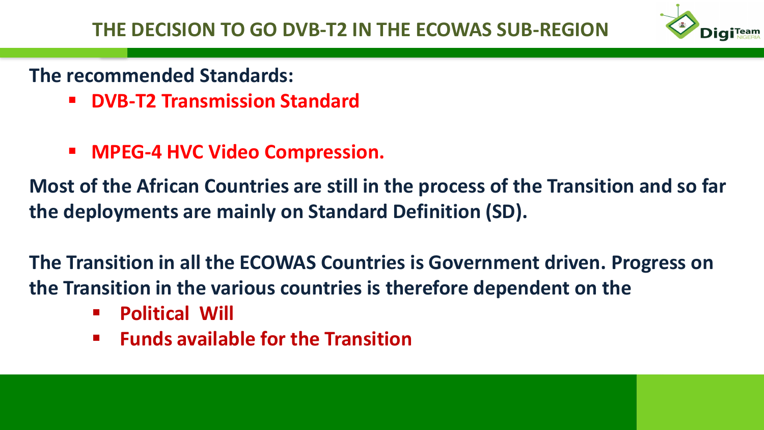# THE DECISION TO GO DVB-T2 IN THE ECOWAS SUB-REGION

**The recommended Standards:**

- **DVB-T2 Transmission Standard**
- **MPEG-4 HVC Video Compression.**

**Most of the African Countries are still in the process of the Transition and so far the deployments are mainly on Standard Definition (SD).**

**The Transition in all the ECOWAS Countries is Government driven. Progress on the Transition in the various countries is therefore dependent on the**

- **Political Will**
- **Funds available for the Transition**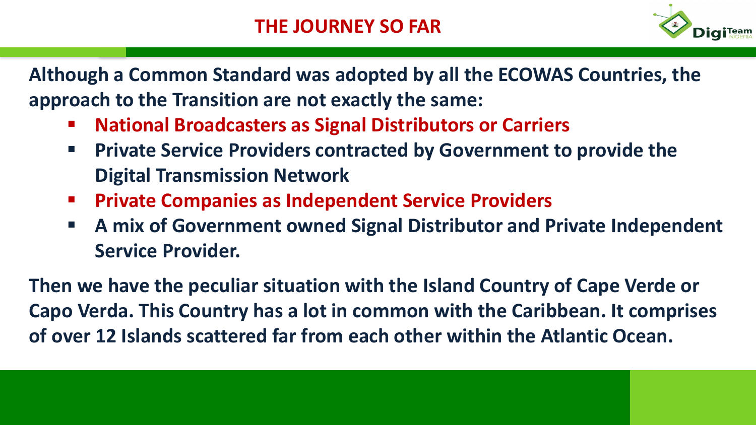# THE JOURNEY SO FAR

**Although a Common Standard was adopted by all the ECOWAS Countries, the approach to the Transition are not exactly the same:**

- **National Broadcasters as Signal Distributors or Carriers**
- **Private Service Providers contracted by Government to provide the Digital Transmission Network**
- **Private Companies as Independent Service Providers**
- **A mix of Government owned Signal Distributor and Private Independent Service Provider.**

**Then we have the peculiar situation with the Island Country of Cape Verde or Capo Verda. This Country has a lot in common with the Caribbean. It comprises of over 12 Islands scattered far from each other within the Atlantic Ocean.**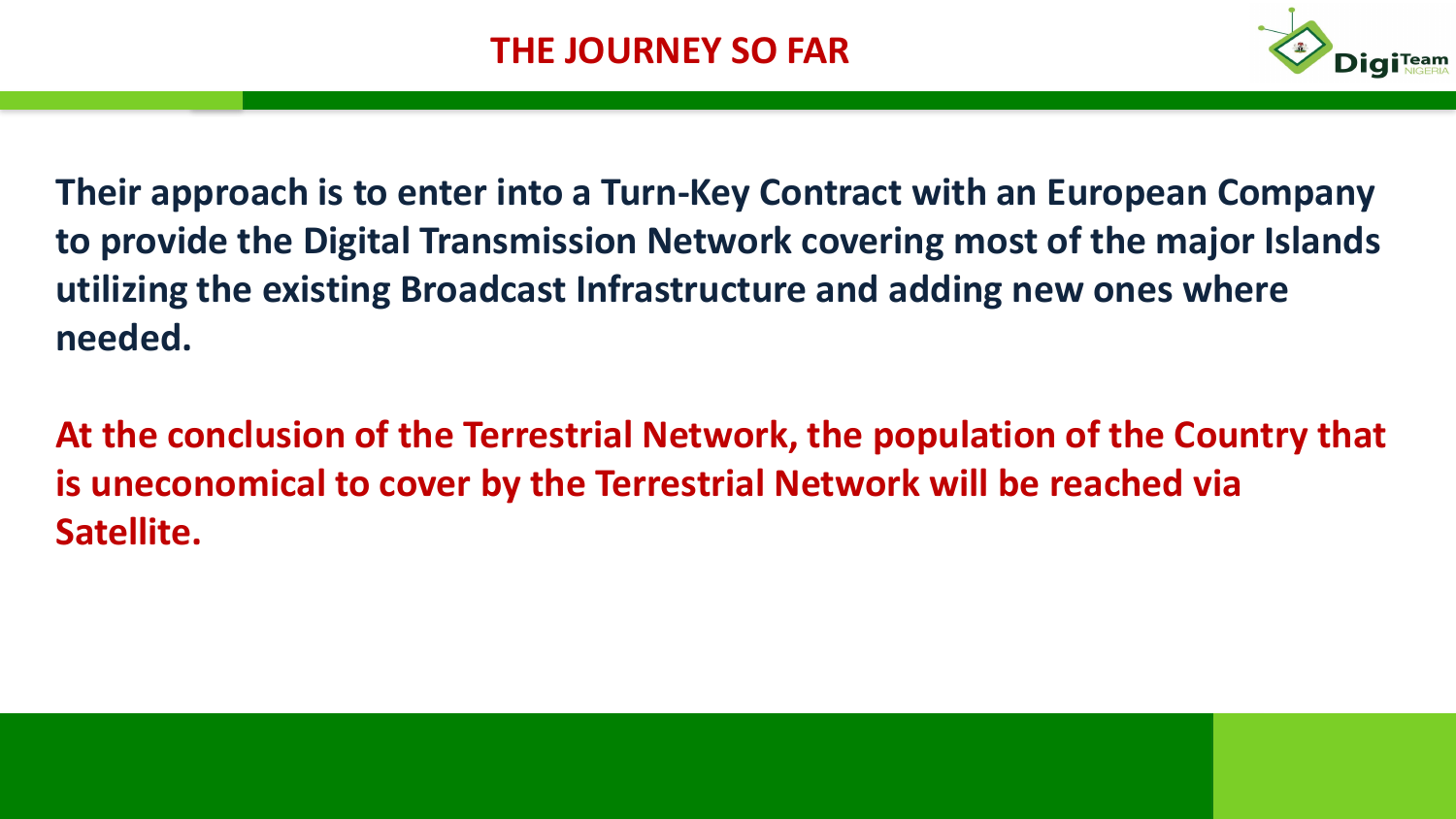# THE JOURNEY SO FAR

**Their approach is to enter into a Turn-Key Contract with an European Company to provide the Digital Transmission Network covering most of the major Islands utilizing the existing Broadcast Infrastructure and adding new ones where needed.**

**At the conclusion of the Terrestrial Network, the population of the Country that is uneconomical to cover by the Terrestrial Network will be reached via Satellite.**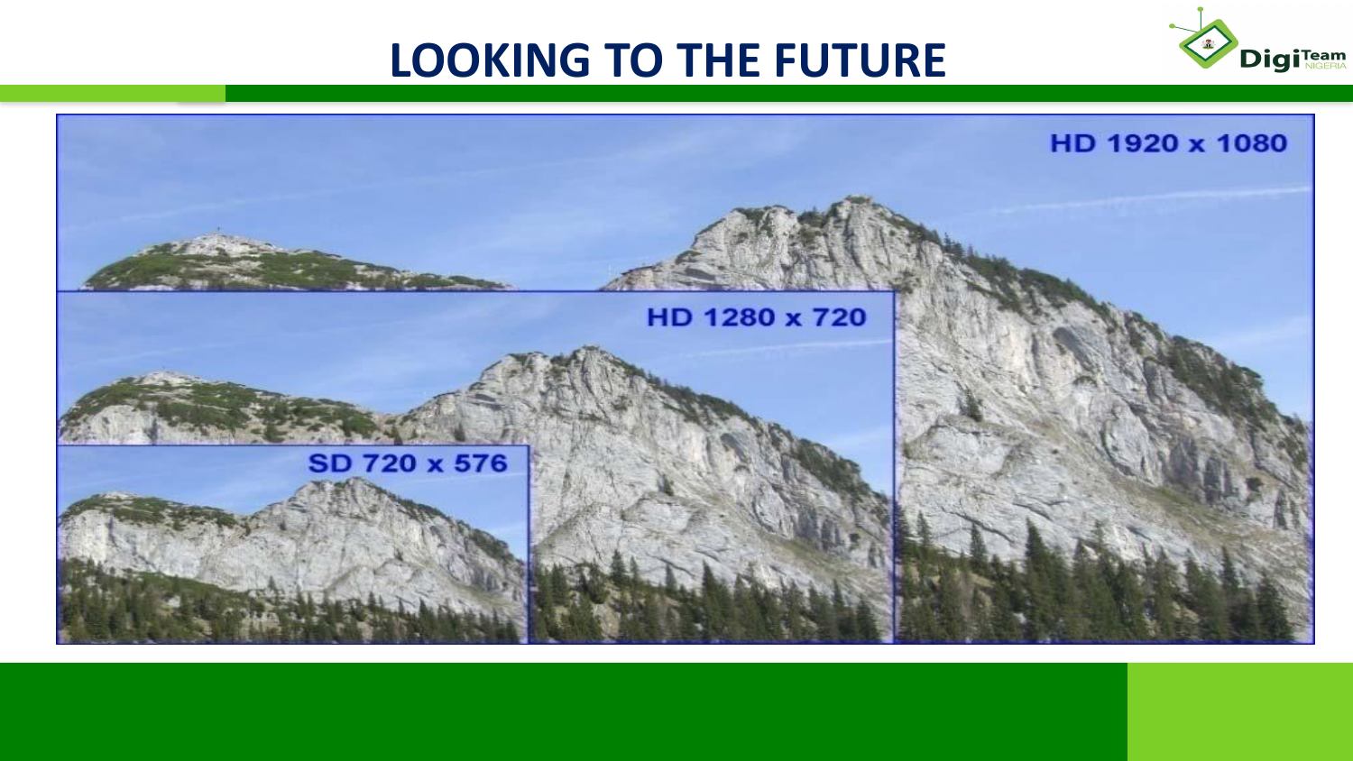# LOOKING TO THE FUTURE

HD 1920 x 1080

HD 1280 x 720

SD 720 x 576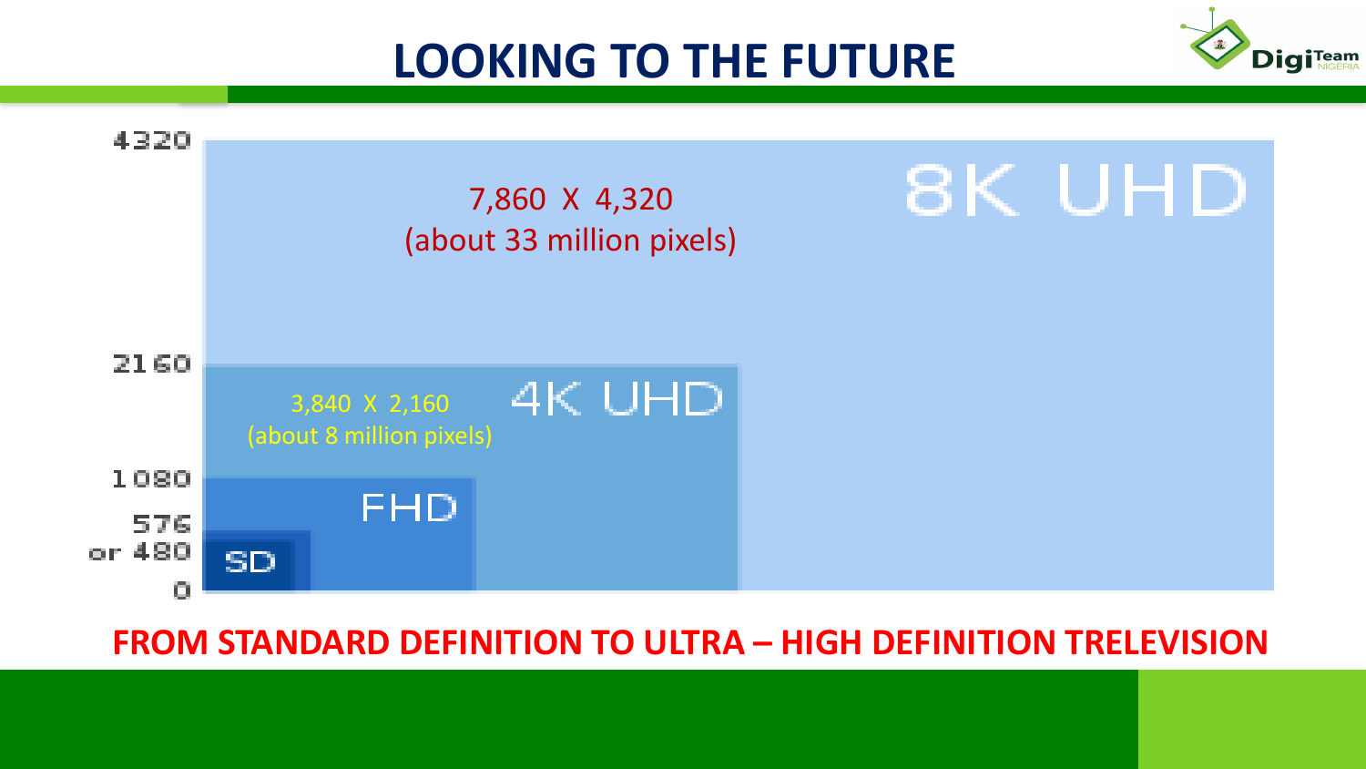# LOOKING TO THE FUTURE

4320

8K UHD

7,860 X 4,320
(about 33 million pixels)

2160

4K UHD

3,840 X 2,160
(about 8 million pixels)

1080

FHD

576
or 480

SD

0

**FROM STANDARD DEFINITION TO ULTRA – HIGH DEFINITION TRELEVISION**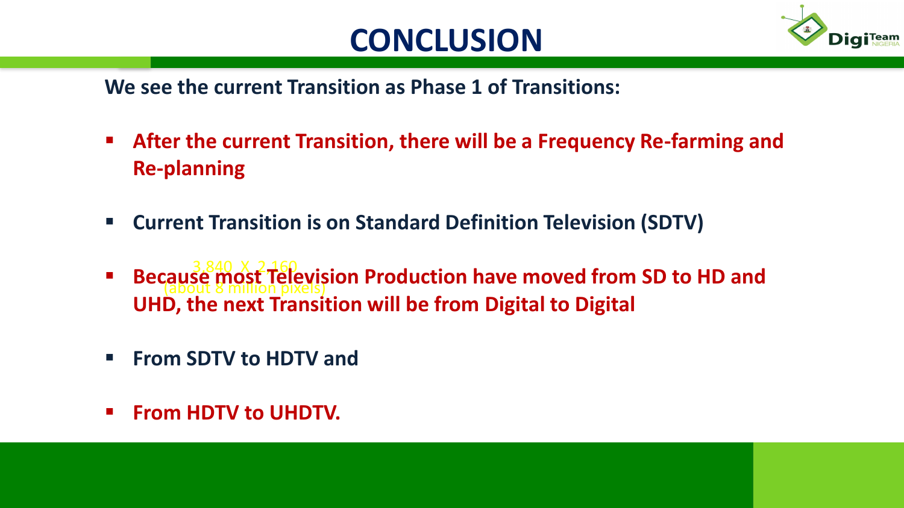# CONCLUSION

**We see the current Transition as Phase 1 of Transitions:**

- **After the current Transition, there will be a Frequency Re-farming and Re-planning**
- **Current Transition is on Standard Definition Television (SDTV)**
- **Because most Television Production have moved from SD to HD and UHD, the next Transition will be from Digital to Digital**

  3,840 X 2,160 (about 8 million pixels)

- **From SDTV to HDTV and**
- **From HDTV to UHDTV.**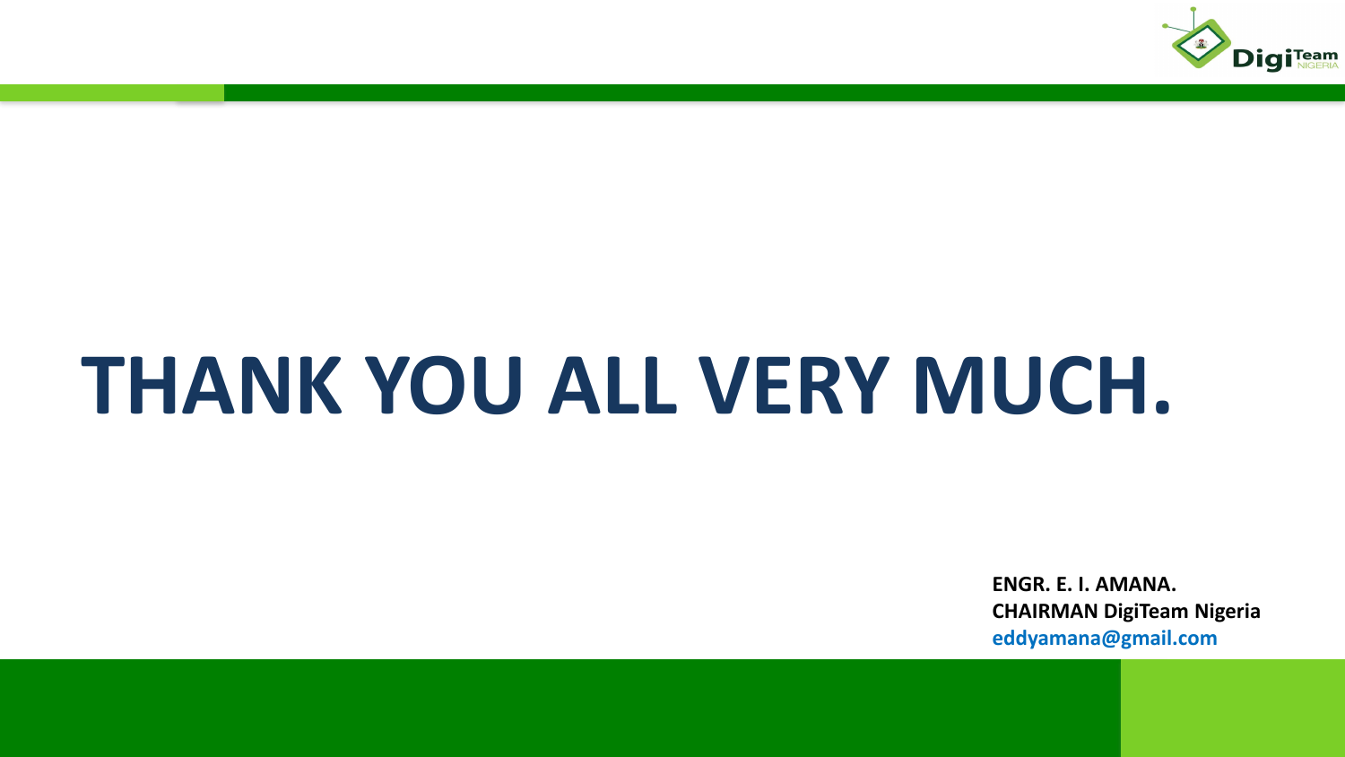# THANK YOU ALL VERY MUCH.

**ENGR. E. I. AMANA.**
**CHAIRMAN DigiTeam Nigeria**
**eddyamana@gmail.com**